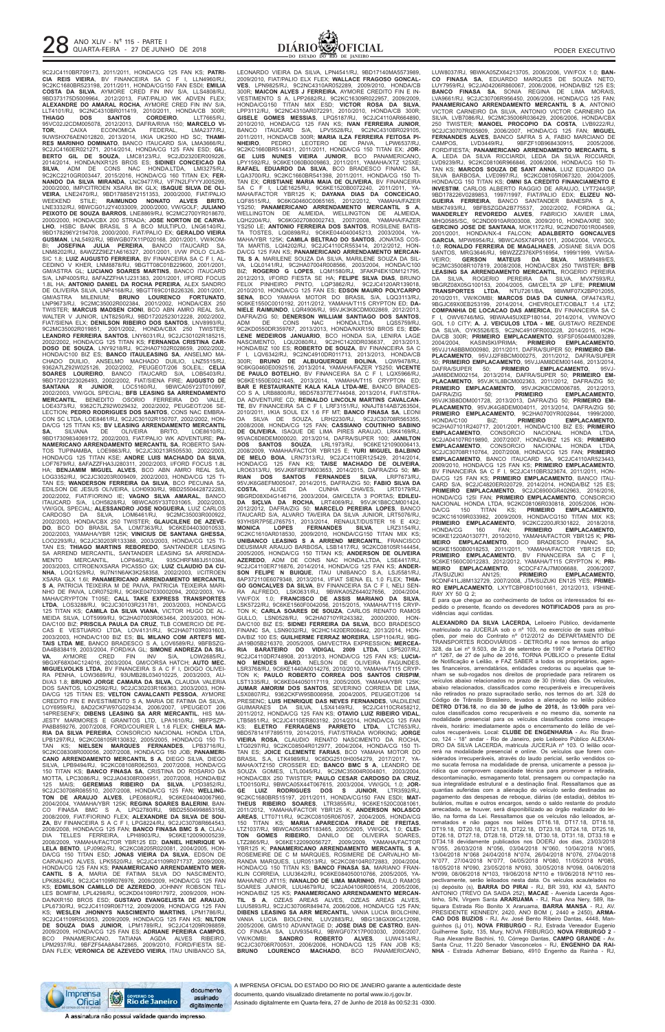9C2JC4110BR709173, 2011/2011, HONDA/CG 125 FAN KS; **PATRICIA REIS VIEIRA**, BV FINANCEIRA SA C F I, LLN4960/RJ, 9C2KC1680BR523198, 2011/2011, HONDA/CG150 FAN ESDI; **EMILIA COSTA DA SILVA**, AYMORE CRED FIN INV S/A, LLS4808/RJ, 9BD373175D5009964, 2012/2013, FIAT/PALIO WK ADVEN FLEX; **ALEXANDRE DO AMARAL ROCHA**, AYMORE CRED FIN INV S/A, LLT4101/RJ, 9C2NC4310BR011419, 2010/2011, HONDA/CB 300R; **THIAGO DOS SANTOS CORDEIRO**, LLT7665/RJ, 95VC02J2CDM005078, 2012/2013, DAFRA/RIVA 150; **MARCELO VITOR**, CAIXA ECONOMICA FEDERAL, LMA2377/RJ, 9UWSHX76AEN012820, 2013/2014, I/KIA UK2500 HD SC; **THAMIRES MARINHO DOMINATO**, BANCO ITAUCARD S/A, LMA3666/RJ, 9C2JC4160ER012171, 2014/2014, HONDA/CG 125 FAN ESD; **GILBERTO ALVES DE SOUZA**, LMC8123/RJ, 9C2JD2320ER009226, 2014/2014, HONDA/NXR125 BROS ES; **SIDINEI CONCEIÇÃO DA SILVA**, ADM DE CONS NAC HONDA LTDA, LMI3275/RJ, 9C2KC2210GR003447, 2015/2016, HONDA/CG 160 TITAN EX; **FERNANDO DA SILVA MIRANDA**, LNC9477/RJ, VF7N2LFYYYJ005299, 2000/2000, IMP/CITROEN XSARA BK GLX; **ISAQUE SILVA DE OLIVEIRA**, LNE2470/RJ, 9BD178858Y2151353, 2000/2000, FIAT/PALIO WEEKEND STILE; **RAIMUNDO NONATO ALVES BRITO**, LNE3332/RJ, 9BWCG01J2Y4033009, 2000/2000, VW/GOLF; **JULIANO PEIXOTO DE SOUZA BARROS**, LNE8869/RJ, 9C2MC2700YR018670, 2000/2000, HONDA/CBX 200 STRADA; **JOSE NORTON DE CARVALHO**, HSBC BANK BRASIL S A BCO MULTIPLO, LNG6140/RJ, 9BD178296Y2194708, 2000/2000, FIAT/PALIO EX; **GERALDO VIEIRA GUSMAN**, LNL5492/RJ, 9BWGB07X11P020168, 2001/2001, VW/KOMBI; **JOSEFINA JULIA PEREIRA**, BANCO ITAUCARD SA, LNM8202/RJ, 8AWZZZ9EZ1A616327, 2001/2001, I/VW POLO CLASSIC 1.8; **LUIZ AUGUSTO FERREIRA**, BV FINANCEIRA SA C F I, ALCEDINO V KHER, LNM8878/RJ, 9BGTT08C01B229600, 2001/2001, GM/ASTRA GL; **LUCIANO SOARES MARTINS**, BANCO ITAUCARD S/A, LNP4005/RJ, 8AFAZZFHA1J231383, 2001/2001, I/FORD FOCUS 1.8L HA; **ANTONIO DANIEL DA ROCHA PEREIRA**, ALEX SANDRO DE OLIVEIRA SILVA, LNP4168/RJ, 9BGTT69C01B226326, 2001/2001, GM/ASTRA MILENIUM; **BRUNO LOURENÇO FORTUNATO**, LNP9673/RJ, 9C2MC35002R002384, 2001/2002, HONDA/CBX 250 TWISTER; **MARCUS MADSEN CIONI**, BCO ABN AMRO REAL SA, WALTER V JUNIOR, LNT8250/RJ, 9BD17202523012228, 2002/2002, FIAT/SIENA ELX; **DENILSON RIBEIRO DOS SANTOS**, LNV8993/RJ, 9C2MC35002R019851, 2001/2002, HONDA/CBX 250 TWISTER; **LEANDRO FERREIRA SANTOS**, LNY6031/RJ, 9C2JC30102R185215, 2002/2002, HONDA/CG 125 TITAN KS; **FERNANDA CRISTINA CARDOSO DE SOUZA**, LNY9218/RJ, 9C2HA07102R028659, 2002/2002, HONDA/C100 BIZ ES; **BANCO ITAULEASING SA**, ANSELMO MACHADO DUILIO, ANSELMO MACHADO DUILIO, LNZ5515/RJ, 9362A7LZ92W025126, 2002/2002, PEUGEOT/206 SOLEIL; **CELIA SOARES LOUREIRO**, BANCO ITAUCARD S/A, LOB5403/RJ, 9BD17201223026493, 2002/2002, FIAT/SIENA FIRE; **AUGUSTO DE SANTANA R JUNIOR**, LOC5160/RJ, 9BWCA05Y23T010997, 2002/2003, VW/GOL SPECIAL; **BFB LEASING SA ARRENDAMENTO MERCANTIL**, BENEDITO OSORIO FERREIRA DO VALLE, LOE4373/RJ, 9362C7L292W029432, 2002/2002, PEUGEOT/206 SELECTION; **PEDRO RODRIGUES DOS SANTOS**, CONS NAC EMBRACON SC LTDA, LOE8461/RJ, 9C2JC30102R150707, 2002/2002, HONDA/CG 125 TITAN KS; **BV LEASING ARRENDAMENTO MERCANTIL SA**, SILVANA DE OLIVEIRA BRITO, LOE8810/RJ, 9BD17309834069172, 2002/2003, FIAT/PALIO WK ADVENTURE; **PANAMERICANO ARRENDAMENTO MERCANTIL SA**, ROBERTO SANTOS TUPINAMBA, LOE8863/RJ, 9C2JC30213R505530, 2002/2003, HONDA/CG 125 TITAN KSE; **ANDRE LUIS MACHADO DA SILVA**, LOF7679/RJ, 8AFAZZFHA3J280311, 2002/2003, I/FORD FOCUS 1.8L HA; **BENJAMIM MIGUEL ALVES**, BCO ABN AMRO REAL SA, LOG3352/RJ, 9C2JC30203R009409, 2002/2003, HONDA/CG 125 TITAN ES; **WANDERSON FERREIRA DA SILVA**, BCO PECUNIA SA, EDILSON DE JESUS OLIVEIRA, LOH0930/RJ, 9BD25504428722283, 2002/2002, FIAT/FIORINO IE; **VAGNO SILVA AMARAL**, BANCO ITAUCARD S/A, LOH5826/RJ, 9BWCA05Y33T031065, 2002/2003, VW/GOL SPECIAL; **ALESSANDRO JOSE NOGUEIRA**, LUIZ CARLOS CARDOSO DA SILVA, LOM6461/RJ, 9C2MC35003R000922, 2002/2003, HONDA/CBX 250 TWISTER; **GLAUCILENE DE AZEVEDO**, BCO DO BRASIL SA, LOM7363/RJ, 9C6KE044030011053, 2003/2003, YAMAHA/YBR 125K; **VINICIUS DE SANTANA GHESSA**, LOO2293/RJ, 9C2JC30203R133388, 2003/2003, HONDA/CG 125 TITAN ES; **THIAGO MARTINS REBOREDO**, SANTANDER LEASING SA ARREND MERCANTIL, SANTANDER LEASING SA ARRENDAMENTO MERCANTIL, LOP8462/RJ, 935CHRFM83J510384, 2003/2003, CITROEN/XSARA PICASSO GX; **LUIZ CLAUDIO DA CUNHA**, LOQ1529/RJ, 9U7N1N6AK3K258358, 2002/2003, I/CITROEN XSARA GLX 1.6I; **PANAMERICANO ARRENDAMENTO MERCANTIL S A**, PATRICIA TEIXEIRA M DE PAIVA, PATRICIA TEIXEIRA MARINHO DE PAIVA, LOR0752/RJ, 9C6KE047030002094, 2002/2003, YAMAHA/CRYPTON T105E; **CALL TAKE EXPRESS TRANSPORTES LTDA**, LOS3288/RJ, 9C2JC30103R231781, 2003/2003, HONDA/CG 125 TITAN KS; **CAMILA DA SILVA VIANA**, VICTOR HUGO DE ALMEIDA SILVA, LOT5959/RJ, 9C2HA07003R063464, 2003/2003, HONDA/C100 BIZ; **PRISCILA PAULA DA CRUZ**, TLB COMERCIO DE PEÇAS E VESTUARIO LTDA, LOV4131/RJ, 9C2HA07103R031603, 2003/2003, HONDA/C100 BIZ ES; **BL MILANO COM ARTEFS METAIS LTDA ME**, BANCO BRADESCO S A, LOV6589/RJ, 9BFBSZGDA4B838419, 2003/2004, FORD/KA GL; **SIMONE ANDREZA DA SILVA**, AYMORE CRED FIN INV S/A, LOW2685/RJ, 9BGXF68X04C124016, 2003/2004, GM/CORSA HATCH; **AUTO MEC MIGUELVOLKS LTDA**, BV FINANCEIRA S A C F I, DIOGO OLIVEIRA PENHA, LOW3689/RJ, 93UMB28L0340102252, 2003/2003, AUDI/A3 1.8; **BRUNO JORGE CAMARA DA SILVA**, CLAUDIA VALERIA DOS SANTOS, LOX2592/RJ, 9C2JC30203R166363, 2003/2003, HONDA/CG 125 TITAN ES; **VELTON CAVALCANTI PESSOA**, AYMORE CREDITO FIN E INVESTIMENTO S A, MARIA DE FATIMA DA SILVA, LOY6959/RJ, 8AD2CKFW97G029434, 2006/2007, I/PEUGEOT 206 14PRESENFX; **DIBENS LEASING SA ARR MERCANTIL**, HIS MAJESTY MARMORES E GRANITOS LTD, LPA1610/RJ, 9BFPSZPPA8B859276, 2007/2008, FORD/COURIER L 1.6 FLEX; **CHEILA MARIA DA SILVA PEREIRA**, CONSORCIO NACIONAL HONDA LTDA, LPB1297/RJ, 9C2KC08108R103832, 2005/2005, HONDA/CG 150 TITAN KS; **NIELSEN MARQUES FERNANDES**, LPB3716/RJ, 9C2KC08308R000056, 2007/2008, HONDA/CG 150 JOB; **PANAMERICANO ARRENDAMENTO MERCANTIL S A**, DIEGO SILVA, DIEGO SILVA, LPB9494/RJ, 9C2KC08108R062503, 2007/2008, HONDA/CG 150 TITAN KS; **BANCO FINASA SA**, CRISTINA DO ROSARIO DA MOTTA, LPC3086/RJ, 9C2JA04308R004951, 2007/2008, HONDA/BIZ 125 MAIS; **GEREMIAS RIBEIRO DA SILVA**, LPD3852/RJ, 9C2JC30708R085510, 2007/2008, HONDA/CG 125 FAN; **WELLINGTON DE ARAUJO ALVES**, LPE0680/RJ, 9C6KE044040067960, 2004/2004, YAMAHA/YBR 125K; **REGINA SOARES BELLINI**, BANCO FINASA BMC S A, LPG2780/RJ, 9BD25504998853158, 2008/2009, FIAT/FIORINO FLEX; **ALEXANDRE DA SILVA DE SOUZA**, BV FINANCEIRA S A C F I, LPG8224/RJ, 9C2JC30708R664543, 2008/2008, HONDA/CG 125 FAN; **BANCO FINASA BMC S A**, CLAUDIA TELLES FERREIRA, LPH8903/RJ, 9C6KE120090003239, 2008/2009, YAMAHA/FACTOR YBR125 ED; **DANIEL HENRIQUE VILELA BENTO**, LPJ0962/RJ, 9C2KC08205R020081, 2004/2005, HONDA/CG 150 TITAN ESD; **JONAS VIEIRA DA SILVA**, EDSON DE CARVALHO ALVES, LPK5520/RJ, 9C2JC41109R071737, 2009/2009, HONDA/CG 125 FAN KS; **PANAMERICANO ARRENDAMENTO MERCANTIL S A**, MARIA DE FATIMA SILVA DO NASCIMENTO, LPK8824/RJ, 9C2JC41109R076976, 2009/2009, HONDA/CG 125 FAN KS; **EDMILSON CAMILLO DE AZEREDO**, JOHNNY ROBSON TELLES BOMFIM, LPL4268/RJ, 9C2KD0410R017972, 2009/2009, HONDA/NXR150 BROS ESD; **GUSTAVO EVANGELISTA DE ARAUJO**, LPL6730/RJ, 9C2JC41109R067112, 2009/2009, HONDA/CG 125 FAN KS; **WESLEN JHONNYS NASCIMENTO MARTINS**, LPM1786/RJ, 9C2JC41109R543053, 2009/2009, HONDA/CG 125 FAN KS; **NILTON DE SOUZA DIAS JUNIOR**, LPM1789/RJ, 9C2JC4120R098859, 2009/2009, HONDA/CG 125 FAN ES; **ADRIANE PEREIRA CAMPOS**, BCO PANAMERICANO, TATIANA AGDA ALVES RIBEIRO, LPM2937/RJ, 9BFZF54A8A8472865, 2009/2010, FORD/FIESTA SEDAN FLEX; **VERONICA DE AZEVEDO VIEIRA**, ITAU UNIBANCO SA, LEONARDO VIEIRA DA SILVA, LPN4541/RJ, 9BD17140MA5573989, 2009/2010, FIAT/PALIO ELX FLEX; **WALLACE FRAGOSO GONCALVES**, LPN9825/RJ, 9C2NC4310AR052289, 2009/2010, HONDA/CB 300R; **MAICON ALVES J FERREIRA**, AYMORE CREDITO FIN E INVESTIMENTO S A, LPP2682/RJ, 9C2JC41309R022957, 2009/2009, HONDA/CG150 TITAN MIX ESD; **VICTOR ROSA DA SILVA**, LPP3112/RJ, 9C2NC4310AR072291, 2010/2010, HONDA/CB 300R; **GISELE GOMES MESSIAS**, LPQ6187/RJ, 9C2JC4110AR664890, 2010/2010, HONDA/CG 125 FAN KS; **IVAN FERREIRA JUNIOR**, BANCO ITAUCARD S/A, LPV5528/RJ, 9C2NC4310BR029105, 2011/2011, HONDA/CB 300R; **MARIA ILZA FERREIRA FEITOSA PINHEIRO**, PEDRO LEOTERIO DE PAIVA, LPW6537/RJ, 9C2KC1660BR514431, 2011/2011, HONDA/CG 150 TITAN EX; **JORGE LUIS NUNES VIEIRA JUNIOR**, BCO PANAMERICANO, LPY1592/RJ, 9C6KE1060B0009863, 2011/2011, YAMAHA/XTZ 125XE; **RAFAEL EDUARDO DA SILVA**, BCO BRADESCO FINANC SA, LQA3700/RJ, 9C2KC1660BR541398, 2011/2011, HONDA/CG 150 TITAN EX; **CRISTIANE MARIA MAIA DE OLIVEIRA**, BV FINANCEIRA SA C F I, LQE1625/RJ, 9C6KE1520B0072240, 2011/2011, YAMAHA/FACTOR YBR125 K; **DAYANA DIAS DA CONCEICAO**, LQF8515/RJ, 9C6KG0460C0065165, 2012/2012, YAMAHA/FAZER YS250; **PANAMERICANO ARRENDAMENTO MERCANTIL S A**, WELLINGTON DE ALMEIDA, WELLINGTON DE ALMEIDA, LQH2204/RJ, 9C6KG0270B0002743, 2007/2008, YAMAHA/FAZER YS250 LE; **ANTONIO FERREIRA DOS SANTOS**, ROSILENE BATISTA TOSTES, LQI8698/RJ, 9C6KE0440040054213, 2003/2004, YAMAHA/YBR 125K; **CAMILA BELTRAO DO SANTOS**, JONATAS COSTA MARTIS, LQI4202/RJ, 9C2JC4110CR553414, 2012/2012, HONDA/CG 125 FAN KS; **PANAMERICANO ARRENDAMENTO MERCANTIL S A**, MARILENE SOUZA DA SILVA, MARILENE SOUZA DA SILVA, LQL0141/RJ, 9C2HA07004R008566, 2003/2004, HONDA/C100 BIZ; **ROGERIO G LOPES**, LQM1580/RJ, 3FAKP46KY0M127195, 2012/2013, I/FORD FIESTA SE HA; **FELIPE SILVA DIAS**, BRUNO FELIX PINHEIRO PINTO, LQP3862/RJ, 9C2JC4120AR139018, 2010/2010, HONDA/CG 125 FAN ES; **EDSON MAURO POLYCARPO SENA**, BCO YAMAHA MOTOR DO BRASIL SA, LQQ3113/RJ, 9C6KE1550C0010192, 2011/2012, YAMAHA/T115 CRYPTON ED; **DANIELE RAIMUNDO**, LQR4906/RJ, 95VJK36C0DM002869, 2012/2013, DAFRA/ZIG 50; **DENERSON WILLIAM SANTIAGO DOS SANTOS**, ADM DE CONS NAC HONDA LTDA, LQS5759/RJ, 9C2KD0550DR359767, 2013/2013, HONDA/NXR150 BROS ES; **EDILENE MEDEIROS JANUARIO**, BCO HONDA S/A, LENIRA LAGE NASCIMENTO, LQU2080/RJ, 9C2HC1420DR036637, 2013/2013, HONDA/BIZ 100 ES; **ROBERTO DE SOUZA**, BV FINANCEIRA SA C F I, LQV6342/RJ, 9C2NC4910DR011713, 2013/2013, HONDA/CB 300R; **BRUNO DE ALBUQUERQUE BOLINA**, LQW9478/RJ, 9C6KG0460E0092516, 2013/2014, YAMAHA/FAZER YS250; **VICENTE DE PAULO BOTELHO**, BV FINANCEIRA SA C F I, LQX5866/RJ, 9C6KE1550E0021445, 2013/2014, YAMAHA/T115 CRYPTON ED; **BAR E RESTAURANTE KALA KALA LTDA-ME**, BANCO BRADESCO S A, LRB8800/RJ, 9BD57837767744048, 2013/2014, FIAT/STRADA ADVENTURE CD; **REINALDO LINCOLN MARTINS CAVALCANTE**, BV FINANCEIRA SA C F I, LRF3151/RJ, KNAJT814AE7263504, 2010/2011, I/KIA SOUL EX 1.6 FF MT; **BANCO FINASA SA**, LEONI DA SILVA DE SOUZA, LRH2230/RJ, 9C2JC30708R565355, 2008/2008, HONDA/CG 125 FAN; **CASSIANO COUTINHO SABINO DE OLIVEIRA**, ISAQUE DE LIMA PIRES ARAUJO, LRK4166/RJ, 95VAC6D8DEM000020, 2013/2014, DAFRA/SUPER 100; **JANILTON DOS SANTOS SOUZA**, LRL1973/RJ, 9C6KE1210900064 13, 2008/2009, YAMAHA/FACTOR YBR125 E; **YURI MIGUEL BALBINO DE MELO BOIA**, LRN7313/RJ, 9C2JC4110ER125429, 2014/2014, HONDA/CG 125 FAN KS; **TAISE MACHADO DE OLIVEIRA**, LRO6313/RJ, 95VJK6F8EFM003653, 2014/2015, DAFRA/ZIG 50; **RIAN DOS SANTOS FERNANDES SILVA**, LRP7673/RJ, 95VJK6G8EFM005047, 2014/2015, DAFRA/ZIG 50; **FABIO SILVA DA COSTA**, ALICE DA CUNHA CHAVES, LRT0176/RJ, 9BGRD08X04G146716, 2003/2004, GM/CELTA 3 PORTAS; **EDILEUDA SILVA DA ROCHA**, LRT4069/RJ, 95VJK1B6CCM001424, 2012/2012, DAFRA/ZIG 50; **MARCELO PEREIRA LOPES**, BANCO ITAUCARD S/A, ALVARO TAVEIRA DA SILVA JUNIOR, LRT5076/RJ, 93YHSR7P5EJ765751, 2013/2014, RENAULT/DUSTER 16 E 4X2; **MONICA LOPES FERNANDES SILVA**, LRZ3154/RJ, 9C2KC1610AR018530, 2009/2010, HONDA/CG150 TITAN MIX KS; **UNIBANCO LEASING S A ARREND MERCANTIL**, FRANCISCO DEUSIMAR ARAUJO BARBOSA, LSB1417/RJ, 9C2KC08105R144454, 2005/2005, HONDA/CG 150 TITAN KS; **ANDERSON DE OLIVEIRA AZEREDO**, ADM DE CONS NAC HONDA LTDA, LSE4417/RJ, 9C2JC4110ER716876, 2014/2014, HONDA/CG 125 FAN KS; **ANDERSON FELIPE N BUIQUE**, ITAU UNIBANCO S.A, LSJ5581/RJ, 8AP372110E6079348, 2013/2014, I/FIAT SIENA EL 1.0 FLEX; **THIAGO GONCALVES DA SILVA**, BV FINANCEIRA SA C F I, NELI SERRA ALFREDO, LSK0631/RJ, 9BWKA05Z644027656, 2004/2004, VW/FOX 1.0; **FRANCISCO DE ASSIS MARIANO DA SILVA**, LSK5722/RJ, 9C6KE1560F0042036, 2015/2015, YAMAHA/T115 CRYPTON K; **CARLA SOARES DE SOUZA**, CARLOS RENATO RAMOS GULLO, LSN5528/RJ, 9C2HA07104YR243382, 2000/2000, HONDA/C100 BIZ ES; **SIDNEI FERREIRA DA SILVA**, BCO BRADESCO FINANC SA, LSN9032/RJ, 9C2HC1420ER008442, 2013/2014, HONDA/BIZ 100 ES; **GUILHERME FERRAZ MOREIRA**, LSP1104/RJ, 9BGJK19800B216370, 2005/2005, GM/VECTRA EXPRESSION; **MERCEARIA BARATEIRO DO VIDIGAL 2009 LTDA**, LSP5207/RJ, 9C2JC4110DR748908, 2013/2013, HONDA/CG 125 FAN KS; **LUCIANO MENDES BARD**, NELSON DE OLIVEIRA FAGUNDES, LSR3768/RJ, 9C6KE1440A0014276, 2010/2010, YAMAHA/T115 CRYPTON K; **PAULO ROBERTO CORREA DOS SANTOS CRISPIM**, LST1335/RJ, 9C6KE0440501 7119, 2005/2005, YAMAHA/YBR 125K; **JUMAR AMORIM DOS SANTOS**, SEVERINO CORREIA DE LIMA, LSX0607/RJ, 9362CKFW9B6069598, 2004/2005, PEUGEOT/206 14 PRESENC; **LUIS HENRIQUE DAS NEVES FERNANDES**, VALDILENE GUIMARAES DA SILVA, LSX4149/RJ, 9C2JC4110CR458212, 2011/2012, HONDA/CG 125 FAN KS; **OTAVIO LUIZ RIBEIRO VILLAL**, LTB5851/RJ, 9C2JC4110ER603192, 2014/2014, HONDA/CG 125 FAN KS; **ELETRO FERRAGENS PARRETO LTDA**, LTC7653/RJ, 9BD578141F7895119, 2014/2015, FIAT/STRADA WORKING; **JORGE VIEIRA ROSA**, CLAUDIO RENATO NASCIMENTO DA ROCHA, LTG0297/RJ, 9C2KC0850HR012977, 2004/2004, HONDA/CG 150 TITAN ES; **JOICE CLEMENTE FARIAS**, BCO YAMAHA MOTOR DO BRASIL S.A, LTK4986/RJ, 9C6DG2510H0054279, 2017/2017, YAMAHA/XTZ150 CROSSER ED; **BANCO BMC S A**, LEANDRO DE SOUZA GOMES, LTL0045/RJ, 9C2MC35004R004801, 2003/2004, HONDA/CBX 250 TWISTER; **PAULO CESAR CARDOSO DA CRUZ**, LTO0150/RJ, 9BWCA05X44T067615, 2003/2004, VW/GOL 1.0; **JORGE LUIZ RODRIGUES DOS S JUNIOR**, LTR3592/RJ, 9C2KC1680BR515197, 2011/2011, HONDA/CG150 FAN ESDI; **MATHEUS RIBEIRO SOARES**, LTR3855/RJ, 9C6KE1520C0081061, 2011/2012, YAMAHA/FACTOR YBR125 K; **ANDERSON NOLASCO AREAS**, LTT0711/RJ, 9C2KC08105R067067, 2004/2005, HONDA/CG 150 TITAN KS; **MARIA APARECIDA FRADE DE FREITAS**, LTZ1037/RJ, 9BWCA05X85T183465, 2005/2005, VW/GOL 1.0; **CLEITON GOMES RIBEIRO**, DANILO DE OLIVEIRA SOARES, LTZ2865/RJ, 9C6KE122090056727, 2009/2009, YAMAHA/FACTOR YBR125 K; **PANAMERICANO ARRENDAMENTO MERCANTIL S A**, ROSEMEIRE DE C M MARQUES, ROSIMERE DE CARVALHO MIRANDA MARQUES, LUR0513/RJ, 9C2KC08104R072883, 2004/2004, HONDA/CG 150 TITAN KS; **BANCO FINASA SA**, MARIANO FRANKLIN CORREIA, LUU3642/RJ, 9C6KE084050010766, 2005/2005, YAMAHA/NEO AT115; **IVANALDO DE LIMA MARINHO**, PAULO RAMOS SOARES JUNIOR, LUU4679/RJ, 9C2JA04106R006514, 2005/2006, HONDA/BIZ 125 KS; **PANAMERICANO ARRENDAMENTO MERCANTIL S A**, OZEAS AREAS ALVES, OZEAS AREAS ALVES, LUU5893/RJ, 9C2JC30706R849474, 2006/2006, HONDA/CG 125 FAN; **DIBENS LEASING SA ARR MERCANTIL**, VANIA LUCIA BIOLCHINI, VANIA LUCIA BIOLCHINI, LUV2883/RJ, 9BG138GX06C412098, 2005/2006, GM/S10 ADVANTAGE D; **CLEA DE SOUZA MOTTA**, BCO FINASA SA, LUV9354/RJ, 9BWGF07X17P003030, 2006/2007, VW/KOMBI; **SANDRO ROBERTO ALVES**, LUW4314/RJ, 9C2JC30706R705531, 2006/2006, HONDA/CG 125 FAN JOB KS; **BRUNO LOURENÇO MACHADO**, BCO PANAMERICANO, LUW8037/RJ, 9BWKA05ZX64213705, 2006/2006, VW/FOX 1.0; **BANCO FINASA SA**, EDUARDO MARQUES DE SOUZA NETO, LUY7959/RJ, 9C2JA04206R860067, 2006/2006, HONDA/BIZ 125 ES; **BANCO FINASA SA**, SONIA REGINA DE LIMA MORAIS, LVA9661/RJ, 9C2JC30706R956450, 2006/2006, HONDA/CG 125 FAN; **PANAMERICANO ARRENDAMENTO MERCANTIL S A**, ANTONIO VICTOR CARNEIRO DA SILVA, ANTONIO VICTOR CARNEIRO DA SILVA, LVB7086/RJ, 9C2MC35006R036429, 2006/2006, HONDA/CBX 250 TWISTER; **MANOEL PROCOPIO DA COSTA**, LVB9222/RJ, 9C2JC30707R005809, 2006/2007, HONDA/CG 125 FAN; **MIGUEL FERNANDES ALVES**, BANCO SAFRA S A, FABIO MARCIANO DE CAMPOS, LVD3449/RJ, 9BFZF10B968430915, 2005/2006, FORD/FIESTA; **PANAMERICANO ARRENDAMENTO MERCANTIL S A**, LEDA DA SILVA RICCIARDI, LEDA DA SILVA RICCIARDI, LVD9239/RJ, 9C2KC08106R96648, 2006/2006, HONDA/CG 150 TITAN KS; **MARCOS SOUZA DE SANT ANNA**, LUIZ EDUARDO DA SILVA BARBOSA, LVE0997/RJ, 9C2KC08105R067320, 2004/2005, HONDA/CG 150 TITAN KS; **OMNI SA CREDITO FINANCIAMENTO E INVESTIM**, CARLOS ALBERTO RAGGIO DE ARAUJO, LYT7244/SP, 9BD178226V0289853, 1997/1997, FIAT/PALIO EDX; **ELIZEU NOGUEIRA FERREIRA**, BANCO SANTANDER BANESPA S A, MBK7493/RJ, 9BFBSZGDA2B775537, 2002/2002, FORD/KA GL; **WANDERLEY REVOREDO ALVES**, FABRICIO XAVIER LIMA, MHQ0585/SC, 9C2ND0910AR003008, 2009/2010, HONDA/XRE 300; **GERCINO JOSE DE SANTANA**, MOK1172/RJ, 9C2ND07001R004569, 2001/2001, HONDA/NX-4 FALCON; **ADALBERTO GONCALVES GARCIA**, MPW6954/RJ, 9BWCA05X74P061011, 2004/2004, VW/GOL 1.0; **RONALDO FERREIRA DE MAGALHAES**, JOSIANE SILVA DOS SANTOS, MRG3646/RJ, 9BWZZZ376XP516954, 1999/1999, VW/SAVEIRO; **GERSON MATEUS DA SILVA**, MSM8488/ES, 9C2MC35008R107819, 2008/2008, HONDA/CBX 250 TWISTER; **BFB LEASING SA ARRENDAMENTO MERCANTIL**, ROGERIO PEREIRA DA SILVA, ROGERIO PEREIRA DA SILVA, MVA7593/RJ, 9BGRZ08X05G100153, 2004/2005, GM/CELTA 2P LIFE; **PREMIUM TRANSPORTES LTDA**, NTU7261/BA, 9BWMF07X2BP012055, 2010/2011, VW/KOMBI; **MARCOS DIAS DA CUNHA**, OPA4743/RJ, 9BGJC69X0EB253199, 2014/2014, CHEVROLET/COBALT 1.4 LTZ; **COMPANHIA DE LOCACAO DAS AMERICAS**, BV FINANCEIRA SA C F I, OWV6746/MG, 9BWAA45U0EP180144, 2014/2014, VW/NOVO GOL 1.0 CITY; **A. J. VEICULOS LTDA - ME**, GUSTAVO REZENDE DA SILVA, OYK5526/ES, 9C2NC4910FR003228, 2014/2015, HONDA/CB 300R; **PRIMEIRO EMPLACAMENTO**, 93FSF050440003289, 2004/2004, KASINSKI/PRIMA; **PRIMEIRO EMPLACAMENTO**, 95VJJ1A8BBM000980, 2011/2011, DAFRA/SUPER 50; **PRIMEIRO EMPLACAMENTO**, 95VJJ2F8BCM000275, 2011/2012, DAFRA/SUPER 50; **PRIMEIRO EMPLACAMENTO**, 95VJJAM8EDM001446, 2013/2014, DAFRA/SUPER 50; **PRIMEIRO EMPLACAMENTO**, 95VJJAM8DEM002154, 2013/2014, DAFRA/SUPER 50; **PRIMEIRO EMPLACAMENTO**, 95VJK1L8BCM002363, 2011/2012, DAFRA/ZIG 50; **PRIMEIRO EMPLACAMENTO**, 95VJK2K8CCM006785, 2012/2013, DAFRA/ZIG 50; **PRIMEIRO EMPLACAMENTO**, 95VJK3B8DDM001728, 2013/2013, DAFRA/ZIG 50; **PRIMEIRO EMPLACAMENTO**, 95VJK4G8DEM004011, 2013/2014, DAFRA/ZIG 50; **PRIMEIRO EMPLACAMENTO**, 9C2HA07001R002844, 1999/2000, HONDA/C100 BIZ; **PRIMEIRO EMPLACAMENTO**, 9C2HA07101R240717, 2001/2001, HONDA/C100 BIZ ES; **PRIMEIRO EMPLACAMENTO**, CONSORCIO NACIONAL HONDA LTDA, 9C2JA04107R019890, 2007/2007, HONDA/BIZ 125 KS; **PRIMEIRO EMPLACAMENTO**, CONSORCIO NACIONAL HONDA LTDA, 9C2JC30708R110764, 2007/2008, HONDA/CG 125 FAN; **PRIMEIRO EMPLACAMENTO**, BANCO ITAUCARD SA, 9C2JC4110AR523443, 2009/2010, HONDA/CG 125 FAN KS; **PRIMEIRO EMPLACAMENTO**, BV FINANCEIRA SA C F I, 9C2JC4110BR323874, 2011/2011, HONDA/CG 125 FAN KS; **PRIMEIRO EMPLACAMENTO**, BANCO ITAUCARD SA, 9C2JC4820ER020729, 2014/2014, HONDA/BIZ 125 ES; **PRIMEIRO EMPLACAMENTO**, 9C2JC6900GR402963, 2016/2016, HONDA/CG 125I FAN; **PRIMEIRO EMPLACAMENTO**, CONSORCIO NACIONAL HONDA LTDA, 9C2KC08108R030818, 2005/2006, HONDA/CG 150 TITAN KS; **PRIMEIRO EMPLACAMENTO**, 9C2KC16109R033982, 2009/2009, HONDA/CG150 TITAN MIX KS; **PRIMEIRO EMPLACAMENTO**, 9C2KC2200JR301822, 2018/2018, HONDA/CG 160 FAN; **PRIMEIRO EMPLACAMENTO**, 9C6KE1220A0130771, 2010/2010, YAMAHA/FACTOR YBR125 K; **PRIMEIRO EMPLACAMENTO**, BCO BRADESCO FINANC SA, 9C6KE1500B0018253, 2011/2011, YAMAHA/FACTOR YBR125 ED; **PRIMEIRO EMPLACAMENTO**, BV FINANCEIRA SA C F I, 9C6KE1560C0012283, 2012/2012, YAMAHA/T115 CRYPTON K; **PRIMEIRO EMPLACAMENTO**, 9CDCF47AJ7M006688, 2006/2007, JTA/SUZUKI AN125; **PRIMEIRO EMPLACAMENTO**, 9CDNF41LJ8M132729, 2007/2008, JTA/SUZUKI EN125 YES; **PRIMEIRO EMPLACAMENTO**, LXYTCBP08D1001661, 2012/2013, I/SHINERAY XY 50 Q 2;

E para que chegue ao conhecimento de todos os interessados foi expedido o presente, ficando os devedores **NOTIFICADOS** para as providências aqui contidas.

**ALEXANDRO DA SILVA LACERDA**, Leiloeiro Público, devidamente matriculado na JUCERJA sob o nº 103, no exercício de suas atribuições, por meio do Contrato nº 012/2012 do DEPARTAMENTO DE TRANSPORTES RODOVIÁRIOS - DETRO/RJ e nos termos do artigo 328, da Lei nº 9.503, de 23 de setembro de 1997 e Portaria DETRO nº 1267, de 27 de julho de 2016, TORNA PÚBLICO o presente Edital de Notificação e Leilão, e FAZ SABER a todos os proprietários, agentes financeiros, arrendatários, entidades credoras ou aqueles que tenham se sub-rogados nos direitos de propriedade para retirarem os veículos abaixo relacionados no prazo de 30 (trinta) dias. Os veículos, abaixo relacionados, classificados como recuperáveis e irrecuperáveis não retirados no prazo supracitado serão, nos termos do art. 328 do Código de Trânsito Brasileiro, levados à alienação no leilão público **DETRO DT36.18**, no dia **30 de julho de 2018**, às **13:00h** para veículos classificados como recuperáveis e no mesmo dia, somente na modalidade presencial para os veículos classificados como irrecuperáveis, horário: imediatamente após o encerramento do leilão de veículos recuperáveis. Local: **CLUBE DE ENGENHARIA** - Av. Rio Branco, 124 - 18° andar - Rio de Janeiro, pelo Leiloeiro Público ALEXANDRO DA SILVA LACERDA, matrícula JUCERJA nº 103. O leilão ocorrerá na modalidade presencial e online. Os veículos que forem considerados irrecuperáveis, através do laudo pericial, serão vendidos como sucata ferrosa na modalidade de prensa, unicamente a pessoa jurídica que comprovem capacidade técnica para promover a retirada, descontaminação, esmagamento total, prensagem ou compactação na sua integralidade estrutural e a destinação final. Ressaltamos que as quantias auferidas com a alienação do veículo serão destinadas ao pagamento das despesas de reboque, diárias (de estadia), débitos tributários, multas e outros encargos, sendo o saldo restante do produto arrecadado, se houver, será disponibilizado ao órgão realizador do leilão, na forma da Lei. Ressaltamos que os veículos não leiloados, arrematados e não pagos nos leilões DT16.18, DT17.18, DT18.18, DT19.18, DT20.18, DT21.18, DT22.18, DT23.18, DT24.18, DT25.18, DT26.18, DT27.18, DT28.18, DT29.18, DT30.18, DT31.18, DT33.18 e DT34.18 devidamente publicados nos DOERJ dos dias, 23/03/2018 N°055, 26/03/2018 N°056, 03/04/2018 N°060, 10/04/2018 N°065, 13/04/2018 N°068 24/04/2018 N°074, 26/04/2018 N°076, 27/04/2018 N°077, 27/04/2018 N°077, 04/05/2018 N°080, 11/05/2018 N°085, 18/05/2018 N°090, 23/05/2018 N°093, 30/05/2018 N°098, 04/06/2018 N°099, 08/06/2018 N°103, 19/06/2018 N°110 e 19/06/2018 N°110 respectivamente, serão leiloados nesta data. Os veículos acautelados no(s) depósito (s), **BARRA DO PIRAI** - RJ, BR 393, KM 43, SANTO ANTONIO (TREVO DA SAIDA 252), **MACAE** - Avenida Lacerda Agostinho, S/N, Virgem Santa **ARARUAMA** - RJ, Rua Ana Nery, 589, Itatiquara Estrada Rio Bonito X Araruama, **BARRA MANSA** - RJ, AV. PRESIDENTE KENNEDY, 2420, ANO BOM ( , 2440 e 2450), **ARMACAO DOS BUZIOS** - RJ, Av. José Bento Ribeiro Dantas, 4448, Manguinhos (Lj 01), **NOVA FRIBURGO** - RJ, Estrada Vereador Eugenio Guilherme Spitz, 135, Mury, NOVA FRIBURGO, **NOVA FRIBURGO 2** - Rua Alexandre Bachini, 10, Córrego Dantas, **CAMPO GRANDE** - Av. Santa Cruz, 11.220 Senador Vasconcelos - RJ, **ENGENHO DA RAINHA** - Estrada Adhemar Bebiano, 4910 Engenho da Rainha - RJ,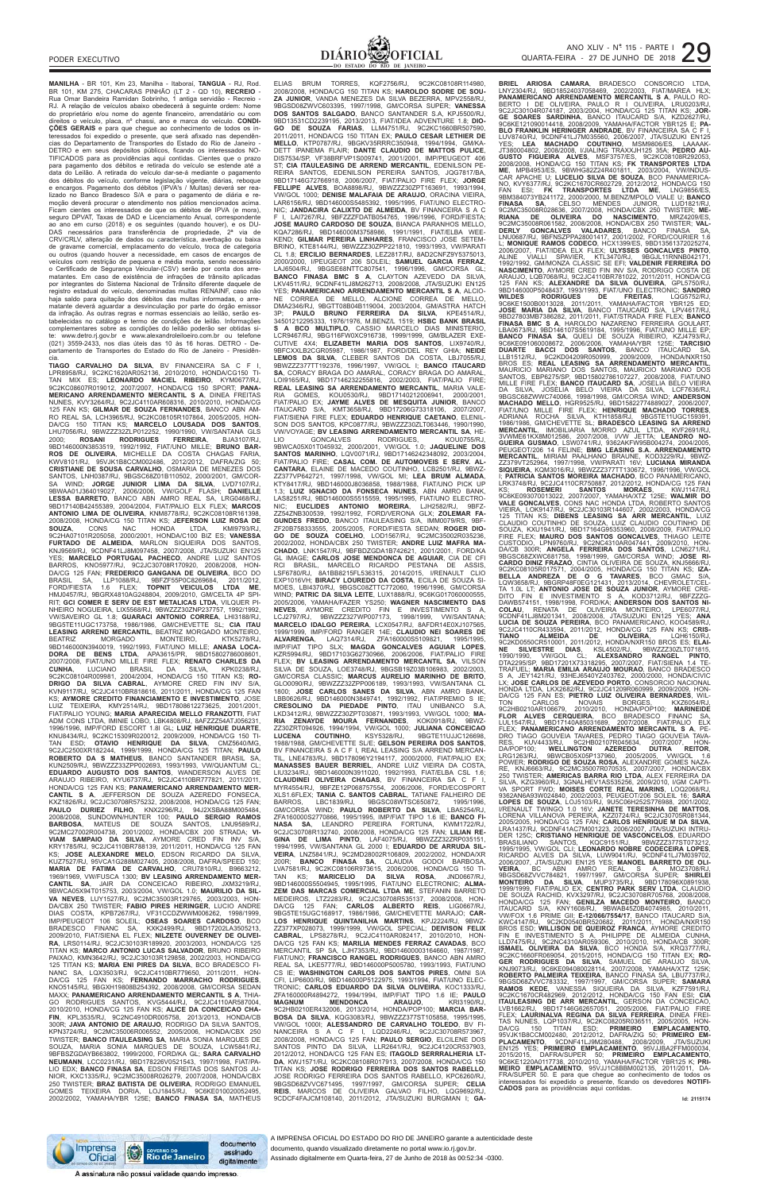**MANILHA** - BR 101, Km 273, CHACARAS PINHÃO (LT 2 - QD 10), **RECREIO** - Rua Omar Bandeira Ramidan Sobrinho, 1 antiga servidão - Recreio - RJ. A relação de veículos abaixo obedecerá à seguinte ordem: Nome do proprietário e/ou nome do agente financeiro, arrendatário ou com direitos o veículo, placa, nº chassi, ano e marca do veículo. **CONDIÇÕES GERAIS** e para que chegue ao conhecimento de todos os interessados foi expedido o presente, que será afixado nas dependências do Departamento de Transportes do Estado do Rio de Janeiro - DETRO e em seus depósitos públicos, ficando os interessados NOTIFICADOS para as providências aqui contidas. Ciente que o prazo para pagamento dos débitos e retirada do veículo se estende até a data do Leilão. A retirada do veículo dar-se-á mediante o pagamento dos débitos do veículo, conforme legislação vigente, diárias, reboque e encargos. Pagamento dos débitos (IPVA's / Multas) deverá ser realizado no Banco Bradesco S/A e para o pagamento de diária e reboque deverá procurar o atendimento nos pátios mencionados acima. Ficam cientes os interessados de que os débitos de IPVA e multas, seguro DPVAT, Taxas de DAE e Licenciamento Anual, correspondente ao ano em curso (2018) e os seguintes (quando houver), e os DUDAS necessários para transferência de propriedade, 2ª via de CRV/CRLV, alteração de dados ou característica, averbação ou baixa de gravame comercial, emplacamento do veículo, troca de categoria ou outros (quando houver a necessidade, em casos de encargos de veículos com restrição de pequena e média monta, sendo necessário o Certificado de Segurança Veicular-(CSV) serão por conta dos arrematantes. Em caso de existência de infrações de trânsito aplicadas por integrantes do Sistema Nacional de Trânsito diferente daquele de registro estadual do veículo, denominadas multas RENAINF, caso não haja saldo para quitação dos débitos das multas informadas, o arrematante deverá aguardar a desvinculação por parte do órgão emissor da infração. As outras regras e normas essenciais ao leilão, serão estabelecidos no catálogo e termo de condições de leilão. Informações complementares sobre as condições do leilão poderão ser obtidas site: www.detro.rj.gov.br e www.alexandreleileiro.com.br ou telefone (021) 3559-2433, nos dias úteis das 10 às 16 horas. DETRO - Departamento de Transportes do Estado do Rio de Janeiro - Presidência.

**TIAGO CARVALHO DA SILVA**, BV FINANCEIRA SA C F I, LPR8958/RJ, 9C2KC1620AR052136, 2010/2010, HONDA/CG150 TITAN MIX ES; **LEONARDO MACIEL RIBEIRO**, KYM6677/RJ, 9C2JC30607R019012, 2007/2007, HONDA/CG 150 SPORT; **PANAMERICANO ARRENDAMENTO MERCANTIL S A**, DINEA FREITAS NUNES, KVY3264/RJ, 9C2JC4110AR608316, 2010/2010, HONDA/CG 125 FAN KS; **GILMAR DE SOUZA FERNANDES**, BANCO ABN AMRO REAL SA, LCH3965/RJ, 9C2KC08105R107864, 2005/2005, HONDA/CG 150 TITAN KS; **MARCELO LOUSADA DOS SANTOS**, LHU7056/RJ, 9BWZZZ30ZLP012252, 1990/1990, VW/SANTANA GLS 2000; **ROSANI RODRIGUES FERREIRA**, BJA3107/RJ, 9BD146000N3853519, 1992/1992, FIAT/UNO MILLE; **BRUNO BARROS DE OLIVEIRA**, MICHELLE DA COSTA CHAGAS FARIA, KWV8101/RJ, 95VJK1B8CCM002486, 2012/2012, DAFRA/ZIG 50; **CRISTIANE DE SOUSA CARVALHO**, OSMARIA DE MENEZES DOS SANTOS, LNH0387/RJ, 9BGSC68Z01B110502, 2000/2001, GM/CORSA WIND; **JORGE JUNIOR LIMA DA SILVA**, LVD7107/RJ, 9BWAA01J364019027, 2006/2006, VW/GOLF FLASH; **DANIELLE LESSA BARRETO**, BANCO ABN AMRO REAL SA, LRG0468/RJ, 9BD17140B42455389, 2004/2004, FIAT/PALIO ELX FLEX; **MARCOS ANTONIO LIMA DE OLIVEIRA**, KNM8778/RJ, 9C2KC08108R161398, 2008/2008, HONDA/CG 150 TITAN KS; **JEFERSON LUIZ ROSA DE SOUZA**, CONS NAC HONDA LTDA, KMI9793/RJ, 9C2HA07101R205058, 2000/2001, HONDA/C100 BIZ ES; **VANESSA FURTADO DE ALMEIDA**, MARLON SIQUEIRA DOS SANTOS, KNJ9569/RJ, 9CDNF41LJ8M097458, 2007/2008, JTA/SUZUKI EN125 YES; **MARCELO PORTUGAL PACHECO**, ANDRE LUIZ SANTOS BARROS, KNO5977/RJ, 9C2JC30708R170920, 2008/2008, HONDA/CG 125 FAN; **FREDERICO GANGANA DE OLIVEIRA**, BCO DO BRASIL SA, LLP1088/RJ, 9BFZF55P0C8268684, 2011/2012, FORD/FIESTA 1.6 FLEX; **TOPNIT VEICULOS LTDA ME**, HMJ0457/RJ, 9BGRX4810AG248804, 2009/2010, GM/CELTA 4P SPIRIT; **GCI COMER E SERV DE EST METALICAS LTDA**, VILQUER PINHEIRO NOGUEIRA, LKS5568/RJ, 9BWZZZ30ZHP237757, 1992/1992, VW/SAVEIRO GL 1.8; **GUARACI ANTONIO CORREA**, LHI3188/RJ, 9BG5TE11UGC173758, 1986/1986, GM/CHEVETTE SL; **CIA ITAU LEASING ARREND MERCANTIL**, BEATRIZ MORGADO MONTEIRO, BEATRIZ MORGADO MONTEIRO, KTK5278/RJ, 9BD146000N3940019, 1992/1993, FIAT/UNO MILLE; **ANASA LOCADORA DE BENS LTDA**, APA3615/PR, 9BD15802786008601, 2007/2008, FIAT/UNO MILLE FIRE FLEX; **RENATO CHARLES DA CUNHA**, LUCIANO BRASIL DA SILVA, KPK0238/RJ, 9C2JC30104R009981, 2004/2004, HONDA/CG 125 TITAN KS; **RODRIGO DA SILVA CABRAL**, AYMORE CRED FIN INV S/A, KVN9117/RJ, 9C2JC4110BR818616, 2011/2011, HONDA/CG 125 FAN KS; **AYMORE CREDITO FINANCIAMENTO E INVESTIMENTO**, JOSE LUIZ TEIXEIRA, KMY2514/RJ, 9BD17808612273625, 2001/2001, FIAT/PALIO YOUNG; **MARIA APARECIDA MELLO FRANZOTTI**, FIAT ADM CONS LTDA, IMINE LOBO, LBK4808/RJ, 8AFZZZ54A7J056231, 1996/1996, IMP/FORD ESCORT 1.8I GL; **LUIZ HENRIQUE DUARTE**, KNU8434/RJ, 9C2KC1509R020012, 2009/2009, HONDA/CG 150 TITAN ESD; **OTAVIO HENRIQUE DA SILVA**, CMZ9640/MG, 9C2JC2500XR182244, 1999/1999, HONDA/CG 125 TITAN; **PAULO ROBERTO DA S MATHEUS**, BANCO SANTANDER BRASIL SA, KUN2509/RJ, 9BWZZZ30ZPP002693, 1993/1993, VW/QUANTUM CL; **EDUARDO AUGUSTO DOS SANTOS**, WANDERSON ALVES DE ARAUJO RIBEIRO, KYU6737/RJ, 9C2JC4110BR777821, 2011/2011, HONDA/CG 125 FAN KS; **PANAMERICANO ARRENDAMENTO MERCANTIL S A**, JEFFERSON DE SOUZA AZEREDO FONSECA, KXZ1826/RJ, 9C2JC30708R575232, 2008/2008, HONDA/CG 125 FAN; **PAULO DURIEZ FILHO**, KNX2296/RJ, 94J2XSBA8BM005484, 2008/2008, SUNDOWN/HUNTER 100; **PAULO SERGIO RAMOS BARBOSA**, MATEUS DE SOUZA SANTOS, LNU9589/RJ, 9C2MC2700ZR004738, 2001/2002, HONDA/CBX 200 STRADA; **VIVIAM SAMPAIO DA SILVA**, AYMORE CRED FIN INV S/A, KRY1785/RJ, 9C2JC4110BR788139, 2011/2011, HONDA/CG 125 FAN KS; **JOSE ALEXANDRE MELO**, EDSON RICARDO DA SILVA, KUZ7527/RJ, 95VCA1G288M027405, 2008/2008, DAFRA/SPEED 150; **MARIA DE FATIMA DE CARVALHO**, CRU7810/RJ, 89663212, 1968/1969, VW/FUSCA 1300; **BV LEASING ARRENDAMENTO MERCANTIL SA**, JAIR DA CONCEICAO RIBEIRO, JXM3219/RJ, 9BWCA05X94T015753, 2003/2004, VW/GOL 1.0; **MAURICIO DA SILVA NEVES**, LUY1527/RJ, 9C2MC35003R129765, 2003/2003, HONDA/CBX 250 TWISTER; **FABIO PIRES HERINGER**, LUCIO ANDRE DIAS COSTA, KPB7267/RJ, VF31C0ZZWWM006262, 1998/1998, IMP/PEUGEOT 106 SOLEIL; **OSEIAS SOARES CARDOSO**, BCO BRADESCO FINANC SA, KXK2499/RJ, 9BD17202LA3505213, 2009/2010, FIAT/SIENA EL FLEX; **NILZETE OUVERNEY DE OLIVEIRA**, LRS0114/RJ, 9C2JC30103R189920, 2003/2003, HONDA/CG 125 TITAN KS; **MARCO ANTONIO LUCAS SALVADOR**, BRUNO RIBEIRO PAIXAO, KMN3642/RJ, 9C2JC30103R129858, 2002/2003, HONDA/CG 125 TITAN KS; **MARIA EMI PIRES DA SILVA**, BCO BRADESCO FINANC SA, LQX3503/RJ, 9C2JC4110BR779650, 2011/2011, HONDA/CG 125 FAN KS; **FERNANDO MARRACHO RODRIGUES**, KNO5145/RJ, 9BGXH19808B254392, 2008/2008, GM/CORSA SEDAN MAXX; **PANAMERICANO ARRENDAMENTO MERCANTIL S A**, THIAGO RODRIGUES SANTOS, KVG5444/RJ, 9C2JC4110AR587004, 2010/2010, HONDA/CG 125 FAN KS; **ALICE DA CONCEICAO CHAFIN**, KPL3535/RJ, 9C2NC4910DR005758, 2013/2013, HONDA/CB 300R; **JAVA ANTONIO DE ARAUJO**, RODRIGO DA SILVA SANTOS, KPH3724/RJ, 9C2MC35006R006552, 2005/2006, HONDA/CBX 250 TWISTER; **BANCO ITAULEASING SA**, MARIA SONIA MARQUES DE SOUZA, MARIA SONIA MARQUES DE SOUZA, LCW5841/RJ, 9BFBSZGDAYB663802, 1999/2000, FORD/KA GL; **SARA CARVALHO NEUMANN**, LCC0231/RJ, 9BD178226V0521543, 1997/1998, FIAT/PALIO EDX; **BANCO FINASA SA**, EDSON FREITAS DOS SANTOS JUNIOR, KXC1335/RJ, 9C2MC35008R026279, 2007/2008, HONDA/CBX 250 TWISTER; **BRAZ BATISTA DE OLIVEIRA**, RODRIGO EMANUEL GOMES TEIXEIRA DORIA, LOJ1845/RJ, 9C6KE010020052495, 2002/2002, YAMAHA/YBR 125E; **BANCO FINASA SA**, MATHEUS ELIAS BRUM TORRES, KQF2756/RJ, 9C2KC08108R114980, 2008/2008, HONDA/CG 150 TITAN KS; **HAROLDO SODRE DE SOUZA JUNIOR**, VANIA MENEZES DA SILVA BEZERRA, MPV2558/RJ, 9BGSD08ZWVC603395, 1997/1998, GM/CORSA SUPER; **VANESSA DOS SANTOS SALGADO**, BANCO SANTANDER S.A, KPJ5500/RJ, 9BD13531CD2239195, 2013/2013, FIAT/IDEA ADVENTURE 1.8; **DIOGO DE SOUZA FARIAS**, LLM4751/RJ, 9C2KC1660BR507590, 2011/2011, HONDA/CG 150 TITAN EX; **PAULO CESAR LETHIER DE MELLO**, KTP0787/RJ, 9BGKV35RRBC350948, 1994/1994, GM/KADETT IPANEMA FLAIR; **DANTE CLAUDIO DE MATTOS PULICE**, DIS7543/SP, VF38BRFVP15009741, 2001/2001, IMP/PEUGEOT 406 ST; **CIA ITAULEASING DE ARREND MERCANTIL**, EDENILSON PEREIRA SANTOS, EDENILSON PEREIRA SANTOS, JQG7817/BA, 9BD17146G72769918, 2006/2007, FIAT/PALIO FIRE FLEX; **JORGE FELLIPE ALVES**, BOA9869/RJ, 9BWZZZ30ZPT163691, 1993/1994, VW/GOL 1000; **DENISE MALAFAIA DE ARAUJO**, ORACINA VIEIRA, LAR6156/RJ, 9BD146000S5485392, 1995/1995, FIAT/UNO ELECTRONIC; **JANDACIRA CALIXTO DE ALMEIDA**, BV FINANCEIRA S A C F I, LAI7267/RJ, 9BFZZZFDATB054765, 1996/1996, FORD/FIESTA; **JOSE MAURO CARDOSO DE SOUZA**, BIANCA PARANHOS MELLO, KQA7286/RJ, 9BD146000M3758986, 1991/1991, FIAT/ELBA WEEKEND; **GILMAR PEREIRA LINHARES**, FRANCISCO JOSE SETEMBRINO, KTE8144/RJ, 9BWZZZ30ZPP221810, 1993/1993, VW/PARATI CL 1.8; **ERCILIO BERNARDES**, LEZ2817/RJ, 8AD2CNFZ9YS375013, 2000/2000, I/PEUGEOT 206 SOLEIL; **SAMUEL GARCIA FERRAZ**, LAJ6504/RJ, 9BGSE68NTTC807541, 1996/1996, GM/CORSA GL; **BANCO FINASA BMC S A**, CLAYTON AZEVEDO DA SILVA, LKV4511/RJ, 9CDNF41LJ8M262713, 2008/2008, JTA/SUZUKI EN125 YES; **PANAMERICANO ARRENDAMENTO MERCANTIL S A**, ALCIONE CORREA DE MELLO, ALCIONE CORREA DE MELLO, DMA2346/RJ, 9BGTT08B04B119004, 2003/2004, GM/ASTRA HATCH 3P; **PAULO BRUNO FERREIRA DA SILVA**, KPE4514/RJ, 3450121229S333, 1976/1976, IMP/VOLVO; **HSBC BANK BRASIL S A BCO MULTIPLO**, CASSIO MARCELO DIAS MINISTERIO, LCR9467/RJ, 9BG116FW0XC316738, 1999/1999, GM/BLAZER EXECUTIVE 4X4; **ELIZABETH MARIA DOS SANTOS**, LIX9740/RJ, 9BFCXXLB2CGB05987, 1986/1987, FORD/DEL REY GHIA; **NEIDE LEMOS DA SILVA**, CLEBER SANTOS DA COSTA, LBJ7055/RJ, 9BWZZZ377TT103276, 1996/1997, VW/GOL I; **BANCO ITAUCARD SA**, CORACY BRAGA DO AMARAL, CORACY BRAGA DO AMARAL, LOI9165/RJ, 9BD171462322558816, 2002/2003, FIAT/PALIO FIRE; **REAL LEASING SA ARRENDAMENTO MERCANTIL**, MARIA VALERIA GOMES, KOU0530/RJ, 9BD17140212006941, 2000/2001, FIAT/PALIO EX; **JAYME ALVES DE MESQUITA JUNIOR**, BANCO ITAUCARD S/A, KMT3658/RJ, 9BD17206G73318106, 2007/2007, FIAT/SIENA FIRE FLEX; **EDUARDO HENRIQUE CAETANO**, ELENILSON DOS SANTOS, KPC0877/RJ, 9BWZZZ30ZLT063446, 1990/1990, VW/VOYAGE; **BV LEASING ARRENDAMENTO MERCANTIL SA**, HELIO GONCALVES RODRIGUES, KOU0755/RJ, 9BWCA05X01T045932, 2000/2001, VW/GOL 1.0; **JAQUELINE DOS SANTOS MARINHO**, LQV0071/RJ, 9BD17146224348092, 2003/2004, FIAT/PALIO FIRE; **CASAL COM. DE AUTOMOVEIS E SERV. ALCANTARA**, ELAINE DE MACEDO COUTINHO, LCB2501/RJ, 9BWCZZ377VP462721, 1997/1998, VW/GOL MI; **LEA BRUM ALMADA**, KTY8417/RJ, 9BD146000J8036858, 1988/1988, FIAT/UNO PICK UP 1.3; **LUIZ IGNACIO DA FONSECA NUNES**, ABN AMRO BANK, LAS8251/RJ, 9BD146000S5515559, 1995/1995, FIAT/UNO ELECTRONIC; **EUCLIDES ANTONIO MOREIRA**, LJH2582/RJ, 9BFZZ54ZN8300539, 1992/1992, FORD/VERONA GLX; **ZOLEMAR FAGUNDES FREDO**, BANCO ITAULEASING S/A, MMN0797/RS, 9BFZF20B758333555, 2005/2005, FORD/FIESTA SEDAN; **ROGER DIOGO DE SOUZA COSTA**, KOD1567/RJ, 9C2MC35002R035236, 2002/2002, HONDA/CBX 250 TWISTER; **ANDRE LUIZ GONCALVES MACHADO**, LNK1547/RJ, 9BFBDZGDA1B742621, 2001/2001, FORD/KA GL IMAGE; **CARLOS JOSE MENDONCA DE AGUIAR**, CIA DE CFI RCI BRASIL, MARCELO RICARDO PESTANA DE ASSIS, LSF6780/RJ, 8A1BB8215FL536315, 2014/2015, I/RENAULT CLIO EXP1016VH; **BRACY LOUREDO DA COSTA**, ECILA DE SOUZA SIMOES, LBA4370/RJ, 9BGSC08ZTTC772060, 1996/1996, GM/CORSA WIND; **ARTUR DA SILVA LEITE**, LUX1888/RJ, 9C6KG017060000555, 2005/2006, YAMAHA/FAZER YS250; **WAGNER NASCIMENTO DAS NEVES**, AYMORE CREDITO FIN E INVESTIMENTO S A, LCJ2797/RJ, 9BWZZZ327WP007173, 1998/1999, VW/SANTANA; **MARCELO IDALGO PEREIRA**, LCX0547/RJ, 8AFDR14E0XJ107565, 1999/1999, IMP/FORD RANGER 14E; **CLAUDIO NEI SOARES DE ALVARENGA**, LAQ7314/RJ, ZFA160000S5109821, 1995/1995, IMP/FIAT TIPO SLX; **MAGDA GONCALVES AGUIAR LOPES**, KZR5984/RJ, 9BD17103622730966, 2006/2006, FIAT/PALIO FIRE FLEX; **BV LEASING ARRENDAMENTO MERCANTIL SA**, VILSON SILVA DE SOUZA, LOE3748/RJ, 9BGSB19Z03B106983, 2002/2003, GM/CORSA CLASSIC; **MARCOS AURELIO MARINHO DE BRITO**, GLO0090/RJ, 9BWZZZ32ZPP006189, 1993/1993, VW/SANTANA CL 1800; **JOSE CARLOS SANES DA SILVA**, ABN AMRO BANK, LBE6026/RJ, 9BD146000N3649741, 1992/1992, FIAT/PREMIO S 1E; **CRESOLINO DA PIEDADE PINTO**, ITAU UNIBANCO S.A, LKD3412/RJ, 9BWZZZ30ZPT030871, 1993/1993, VW/GOL 1000; **MARIA ZENAIDE MOURA FERNANDES**, KOK0918/RJ, 9BWZZZ30ZNT094926, 1994/1994, VW/GOL 1000; **JULIANA CONCEICAO LUCENA COUTINHO**, KSY5328/RJ, 9BG5TE11UJC126698, 1988/1988, GM/CHEVETTE SL/E; **GELSON PEREIRA DOS SANTOS**, BV FINANCEIRA S A C F I, REAL LEASING S/A ARREND MERCANTIL, LNE4783/RJ, 9BD17809EY2194117, 2000/2000, FIAT/PALIO EX; **MANASSES BAUER BERRIEL**, ANDRE LUIZ VIEIRA DA COSTA, LIU3234/RJ, 9BD146000N3911020, 1992/1993, FIAT/ELBA CSL 1.6; **CLAUDINEI OLIVEIRA CHAGAS**, BV FINANCEIRA SA C F I, MYK6554/RJ, 9BFZE12P068757558, 2006/2006, FORD/ECOSPORT XLS1.6FLEX; **TANIA C. SANTOS CABRAL**, TATIANE FALHEIRO DE BARROS, LBC1839/RJ, 9BGSC08WTSC650872, 1995/1996, GM/CORSA WIND; **PAULO ROBERTO DA SILVA**, LBA5254/RJ, ZFA160000S2770866, 1995/1995, IMP/FIAT TIPO 1.6 IE; **BANCO FINASA SA**, LEANDRO PEREIRA FORTUNA, KWM1722/RJ, 9C2JC30708R132740, 2008/2008, HONDA/CG 125 FAN; **LILIAN REGINA DE LIMA PINTO**, LAF4075/RJ, 9BWZZZ32ZRP035151, 1994/1995, VW/SANTANA GL 2000 I; **EDUARDO DE ARRUDA SILVEIRA**, LNZ5841/RJ, 9C2MD28002R108809, 2002/2002, HONDA/XR 200R; **BANCO FINASA SA**, CLAUDIA GODOI BARBOSA, LVA7581/RJ, 9C2KC0610RR073615, 2006/2006, HONDA/CG 150 TITAN KS; **MARCELO DA SILVA ROSA**, JND0676/RJ, 9BD146000S5504945, 1995/1995, FIAT/UNO ELECTRONIC; **ALMAZEM DAS MARCAS COMERCIAL LTDA ME**, STEFANIN BARRETO MEDEIROS, LTZ2834/RJ, 9C2JC30708R535137, 2008/2008, HONDA/CG 125 FAN; **CARLOS ALBERTO REIS**, LIG0667/RJ, 9BG5TE15UGC168917, 1986/1986, GM/CHEVETTE MARAJO; **CARLOS HENRIQUE QUINTANILHA MARTINS**, KPJ2224/RJ, 9BWZZZ377XP028073, 1999/1999, VW/GOL SPECIAL; **DEIVISON FELIX CABRAL**, LPS8278/RJ, 9C2JC4110AR082417, 2010/2010, HONDA/CG 125 FAN KS; **MARIA MENDES FERRAZ CAVADAS**, BCO MERCANTIL SP SA, LJH7353/RJ, 9BD146000031664600, 1987/1987, FIAT/UNO; **FRANCISCO RANGEL RODRIGUES**, BANCO ABN AMRO REAL SA, LKE5777/RJ, 9BD146000P5055760, 1993/1993, FIAT/UNO CS IE; **WASHINGTON CARLOS DOS SANTOS PIRES**, OMNI S/A CFI, LIP6600/RJ, 9BD146000P5122975, 1993/1993, FIAT/UNO ELECTRONIC; **CARLOS EDUARDO DA SILVA OLIVEIRA**, KOC1333/RJ, ZFA160000R4894272, 1994/1994, IMP/FIAT TIPO 1.6 IE; **PAULO MAGNUM MENDONCA ARAUJO**, KRI3190/RJ, 9C2HB02108R432026, 2013/2014, HONDA/POP100; **MARCIA BARBOSA DA SILVA**, KQG3083/RJ, 9BWZZZ37TS105858, 1995/1995, VW/GOL 1000; **ALESSANDRO DE CARVALHO TOLEDO**, BV FINANCEIRA S A C F I, LQD2246/RJ, 9C2JC30708R573967, 2008/2008, HONDA/CG 125 FAN; **PAULO SERGIO**, ELCILENE DOS SANTOS PINTO DA SILVA, LLR2641/RJ, 9C2JC4120CR537903, 2012/2012, HONDA/CG 125 FAN ES; **ITAGOLD SERRRALHERIA LTDA**, KWJ1571/RJ, 9C2KC08108R017913, 2007/2008, HONDA/CG 150 TITAN KS; **JOSE RODRIGO FERREIRA DOS SANTOS RABELLO**, JOSE RODRIGO FERREIRA DOS SANTOS RABELLO, KPC8260/RJ, 9BGSD68ZWVC671495, 1997/1997, GM/CORSA SUPER; **CELIA REIS**, MARCOS DE OLIVEIRA GALVAO FILHO, LQG9692/RJ, 9CDCF4FAJCM108140, 2011/2012, JTA/SUZUKI BURGMAN I; **GABRIEL ARIOSA CAMARA**, BRADESCO CONSORCIO LTDA, LNY2304/RJ, 9BD185240370584692, 2002/2003, FIAT/MAREA HLX; **PANAMERICANO ARRENDAMENTO MERCANTIL S A**, PAULO ROBERTO I DE OLIVEIRA, PAULO R I OLIVEIRA, LRU0203/RJ, 9C2JC30104R074187, 2003/2004, HONDA/CG 125 TITAN KS; **JORGE SOARES SARDINHA**, BANCO ITAUCARD S/A, KZD2627/RJ, 9C6KE121090014418, 2008/2009, YAMAHA/FACTOR YBR125 E; **PABLO FRANKLIN HERINGER ANDRADE**, BV FINANCEIRA SA C F I, LUV8740/RJ, 9CDNF41LJ7M035560, 2006/2007, JTA/SUZUKI EN125 YES; **LEA MACHADO COUTINHO**, MSM9806/ES, LAAAAKJT380004802, 2008/2008, I/JIALING TRAXXJH125 35A; **PEDRO AUGUSTO FIGUEIRA ALVES**, MSF3757/ES, 9C2KC08108R292053, 2008/2008, HONDA/CG 150 TITAN KS; **FK TRANSPORTES LTDA ME**, MPB4953/ES, 9BWHE82Z24R401811, 2003/2004, VW/INDUSCAR APACHE U; **LUCELIO SILVA DE SOUZA**, BCO PANAMERICANO, KVY6377/RJ, 9C2KC1670CR602729, 2012/2012, HONDA/CG 150 FAN ESI; **FK TRANSPORTES LTDA ME**, LNG9856/ES, 9BM384073YB241172, 2000/2000, M.BENZ/MPOLO VIALE U; **BANCO FINASA SA**, CELSO MENDES JUNIOR, LUD1821/RJ, 9C2MC35008R028636, 2007/2008, HONDA/CBX 250 TWISTER; **MERIANA DE OLIVEIRA DO NASCIMENTO**, MRZ4209/ES, 9C2MC35008R061582, 2008/2008, HONDA/CBX 250 TWISTER; **VALDERLY GONCALVES VALADARES**, BANCO FINASA SA, LNU0687/RJ, 9BFNSZPPA28001417, 2001/2002, FORD/COURIER 1.6 L; **MONIQUE RAMOS CODECO**, HCX1395/ES, 9BD13561372025274, 2006/2007, FIAT/IDEA ELX FLEX; **ULYSSES GONCALVES PINTO**, ALINE VIALLI SPAVIER, KTL3470/RJ, 9BGJL11NNB042171, 1992/1992, GM/MONZA CLASSIC SE EFI; **VALDENIR FERREIRA DO NASCIMENTO**, AYMORE CRED FIN INV S/A, RODRIGO COSTA DE ARAUJO, LQB7068/RJ, 9C2JC4110BR781022, 2011/2011, HONDA/CG 125 FAN KS; **ALEXANDRE DA SILVA OLIVEIRA**, GPL5750/RJ, 9BD146000P5048437, 1993/1993, FIAT/UNO ELECTRONIC; **SANDRO WILDES RODRIGUES DE FREITAS**, LQS5752/RJ, 9C6KE1500B0013028, 2011/2011, YAMAHA/FACTOR YBR125 ED; **JOSE MARIA DA SILVA**, BANCO ITAUCARD SA, LPV4617/RJ, 9BD27803MB7386282, 2011/2011, FIAT/STRADA FIRE FLEX; **BANCO FINASA BMC S A**, HAROLDO NAZARENO FERREIRA GOULART, LBA0673/RJ, 9BD146107S5619184, 1995/1996, FIAT/UNO MILLE EP; **BANCO FINASA SA**, QUELI DE SOUZA RIBEIRO, KZJ4793/RJ, 9C6KE091060008672, 2006/2006, YAMAHA/YBR 125E; **TARCISIO DUARTE BACCI DOS SANTOS**, BANCO ITAUCARD SA, LLB1512/RJ, 9C2KD0420BR050999, 2009/2009, HONDA/NXR150 BROS ES; **REAL LEASING SA ARRENDAMENTO MERCANTIL**, MAURICIO MARIANO DOS SANTOS, MAURICIO MARIANO DOS SANTOS, EBP6275/SP, 9BD15802786107227, 2008/2008, FIAT/UNO MILLE FIRE FLEX; **BANCO ITAUCARD SA**, JOSELIA BELO VIEIRA DA SILVA, JOSELIA BELO VIEIRA DA SILVA, LCF7636/RJ, 9BGSC68ZWWC740068, 1998/1998, GM/CORSA WIND; **ANDERSON MACHADO MELLO**, HGR9525/RJ, 9BD15822774889027, 2006/2007, FIAT/UNO MILLE FIRE FLEX; **HENRIQUE MACHADO TORRES**, ADRIANA ROCHA SILVA, KTH1858/RJ, 9BG5TE11UGC169391, 1986/1986, GM/CHEVETTE SL; **BRADESCO LEASING SA ARREND MERCANTIL**, IMOBILIARIA MORRO AZUL LTDA, KVF2691/RJ, 3VWME61KX8M012586, 2007/2008, I/VW JETTA; **LEANDRO NOGUEIRA GUSMAO**, LSW0741/RJ, 936ZAKFW9B064274, 2004/2005, PEUGEOT/206 14 FELINE; **BMG LEASING S.A. ARRENDAMENTO MERCANTIL**, MIRIAM PAULINANO BRAUNE, KOD3229/RJ, 9BWZZZ379VT252964, 1997/1998, VW/PARATI 16V; **LUCIANA MIRANDA SIQUEIRA**, KQM3016/RJ, 9BWZZZ377T1130672, 1996/1996, VW/GOL I; **PATRICIA SANTOS MOREIRA MACHADO**, BCO PANAMERICANO, LRK3748/RJ, 9C2JC4110CR570887, 2012/2012, HONDA/CG 125 FAN KS; **ROSEMERI SANTOS MORAES**, KUU1147/RJ, 9C6KE093070013022, 2007/2007, YAMAHA/XTZ 125E; **WALMIR DO VALE GONCALVES**, CONS NAC HONDA LTDA, ROBERTO SANTOS VIEIRA, LOK9147/RJ, 9C2JC30103R144607, 2002/2003, HONDA/CG 125 TITAN KS; **DIBENS LEASING SA ARR MERCANTIL**, LUIZ CLAUDIO COUTINHO DE SOUZA, LUIZ CLAUDIO COUTINHO DE SOUZA, KXU1941/RJ, 9BD17164G95353960, 2008/2009, FIAT/PALIO FIRE FLEX; **MAURO DOS SANTOS GONCALVES**, THIAGO LEITE CUSTODIO, LPN7608/RJ, 9C2NC4310AR047441, 2009/2010, HONDA/CB 300R; **ANGELA FERREIRA DOS SANTOS**, LCN6271/RJ, 9BGSC68ZXWC687158, 1998/1999, GM/CORSA WIND; **JOSE RICARDO DINIZ FRAZAO**, CINTIA OLIVEIRA DE SOUZA, KNJ5866/RJ, 9C2KC08105R017571, 2004/2005, HONDA/CG 150 TITAN KS; **IZABELLA ANDREZA DE O G TAVARES**, BCO GMAC S/A, LOW3658/RJ, 9BGRP48F0EG121431, 2013/2014, CHEVROLET/CELTA 1.0L LT; **ANTONIO JOSE DE SOUZA JUNIOR**, AYMORE CREDITO FIN E INVESTIMENTO S A, KOD3712/RJ, 9BFZZZ9DAWB574151, 1998/1998, FORD/KA; **ANDERSON DOS SANTOS NICOLAU**, RENATA DE OLIVEIRA MONTEIRO, LPE6077/RJ, 9CDNF41LJ8M201341, 2008/2008, JTA/SUZUKI EN125 YES; **ANA LUCIA DE SOUZA PEREIRA**, BCO PANAMERICANO, KOO4589/RJ, 9C2JC4110CR433594, 2011/2012, HONDA/CG 125 FAN KS; **CRISTIANO ALMEIDA DE OLIVEIRA**, LOH6150/RJ, 9C2KD0550CR510001, 2011/2012, HONDA/NXR150 BROS ES; **ELAINE SILVESTRE DIAS**, KSL4502/RJ, 9BWZZZ30ZLT071815, 1990/1990, VW/GOL GL; **ALEXSANDRO RANGEL PINTO**, DTA2295/SP, 9BD17201X73318295, 2007/2007, FIAT/SIENA 1.4 TETRAFUEL; **MARIA EMILIA ARAUJO MOURAO**, BANCO BRADESCO S. A, JEY1421/RJ, 93HEJ6540YZ403762, 2000/2000, HONDA/CIVIC LX; **JOSE CARLOS DE AZEVEDO PORTO**, CONSORCIO NACIONAL HONDA LTDA, LKX2682/RJ, 9C2JC4120BR080999, 2009/2009, HONDA/CG 125 FAN ES; **PIETRO LUIZ OLIVEIRA BERNARDES**, WILTON CARLOS NOVAIS BORGES, KXZ6054/RJ, 9C2HB0210AR108679, 2010/2010, HONDA/POP100; **MARINEIDE FLOR ALVES CERQUEIRA**, BCO BRADESCO FINANC SA, LUL1547/RJ, 9BD17164A85013869, 2007/2008, FIAT/PALIO ELX FLEX; **PANAMERICANO ARRENDAMENTO MERCANTIL S A**, PEDRO TIAGO GOUVEIA TAVARES, PEDRO TIAGO GOUVEIA TAVARES, KUV4433/RJ, 9C2HB02107R045634, 2007/2007, HONDA/POP100; **WELLINGTON AZEREDO DUTRA REITOR**, LRG1263/RJ, 9BWCB05X05P137965, 2005/2005, VW/GOL 1.6 POWER; **RODRIGO DE SOUZA ROSA**, ALEXANDRE GOMES NAZARE, KNJ6663/RJ, 9C2MC35007R070535, 2007/2007, HONDA/CBX 250 TWISTER; **AMERICAS BARRA RIO LTDA**, ALEX FERREIRA DA SILVA, KZG3960/RJ, 3GNALHEV1AS535256, 2009/2010, I/GM CAPTIVA SPORT FWD; **MOISES CORTE REAL MARINS**, LQQ2668/RJ, 936ZAN6A93W024840, 2002/2003, PEUGEOT/206 SOLEIL 16; **SARA LOPES DE SOUZA**, LOJ5103/RJ, 8U5C06H25257R6988, 2001/2002, I/RENAULT TWINGO 1.0 16V; **JANETE TERESINHA DE MATTOS**, LORENA VILLANOVA PEREIRA, KZZ0724/RJ, 9C2JC30708R081344, 2005/2005, HONDA/CG 125 FAN; **CARLOS HENRIQUE M DA SILVA**, LRA1437/RJ, 9CDNF41AC7M001223, 2006/2007, JTA/SUZUKI INTRUDER 125C; **CRISTIANO HENRIQUE DE VASCONCELOS**, EDUARDO BRASILIANO SANTOS, KOC9157/RJ, 9BWZZZ377ST073212, 1995/1995, VW/GOL CL; **LEONARDO NOBRE CODECEIRA LOPES**, RICARDO ALVES DA SILVA, LUW9041/RJ, 9CDNF41LJ7M339702, 2006/2007, JTA/SUZUKI EN125 YES; **MANOEL BARRETO DE OLIVEIRA**, BC ABN AMRO REAL S A, MOZ3708/RJ, 9BGSD68ZWVC784821, 1997/1997, GM/CORSA SUPER; **SHIRLEI MONTEIRO DA SILVA**, MUR3735/RJ, 9BD178096X0891938, 1999/1999, FIAT/PALIO EX; **CENTRO PARK SERV LTDA**, CLAUDIO DE SOUZA RACHID, KVX3297/RJ, 9C2JC30708R705768, 2008/2008, HONDA/CG 125 FAN; **GENILZA MACEDO MONTEIRO**, BANCO ITAUCARD S/A, KNY1688/RJ, 9BWAB45Z0B4074985, 2010/2011, VW/FOX 1.6 PRIME GII; **E-12/066/7554/17**, BANCO ITAUCARD S/A, KWC4147/RJ, 9C2KD0430BR520682, 2011/2011, HONDA/NXR150 BROS ESD; **WILLISON DE QUEIROZ FRANCA**, AYMORE CREDITO FIN E INVESTIMENTO S A, PHILIPPE DE ALMEIDA CUNHA, LLD7475/RJ, 9C2NC4310AR085936, 2010/2010, HONDA/CB 300R; **ISMAEL OLIVEIRA DA SILVA**, BCO HONDA S/A, KRG3777/RJ, 9C2KC1660FR069054, 2015/2015, HONDA/CG 150 TITAN EX; **ROGER RODRIGUES DA SILVA**, SAMUEL DE ARAUJO SILVA, KNJ9073/RJ, 9C6KE094080028114, 2007/2008, YAMAHA/XTZ 125K; **ROBERTO PALMEIRA TEIXEIRA**, BANCO FINASA SA, LBU7737/RJ, 9BGSD68ZWVC783332, 1997/1997, GM/CORSA SUPER; **SAMARA RAMOS KEDE**, VANESSA SIQUEIRA DA SILVA, KZF7591/RJ, 9C2KC1670CR482969, 2012/2012, HONDA/CG 150 FAN ESI; **CIA ITAULEASING DE ARR MERCANTIL**, GERSON DA CONCEICAO, LVB1662/RJ, 9BD17146G62657051, 2005/2006, FIAT/PALIO FIRE FLEX; **LAURINALVA REGINA DA SILVA FERREIRA**, DINEA FREITAS NUNES, LQP1037/RJ, 9C2KC08205R036511, 2005/2005, HONDA/CG 150 TITAN ESD; **PRIMEIRO EMPLACAMENTO**, 95VJK1B8CCM002480, 2012/2012, DAFRA/ZIG 50; **PRIMEIRO EMPLACAMENTO**, 9CDNF41LJM280488, 2008/2009, JTA/SUZUKI EN125 YES; **PRIMEIRO EMPLACAMENTO**, 95VJUBA2FFM000034, 2015/2015, DAFRA/SUPER 50; **PRIMEIRO EMPLACAMENTO**, 9C6KE120A0117738, 2010/2010, YAMAHA/FACTOR YBR125 K; **PRIMEIRO EMPLACAMENTO**, 95VJ31C8BDM002135, 2011/2011, DAFRA/SUPER 50. E para que chegue ao conhecimento de todos os interessados foi expedido o presente, ficando os devedores **NOTIFICADOS** para as providências aqui contidas.

**Id: 2115174**